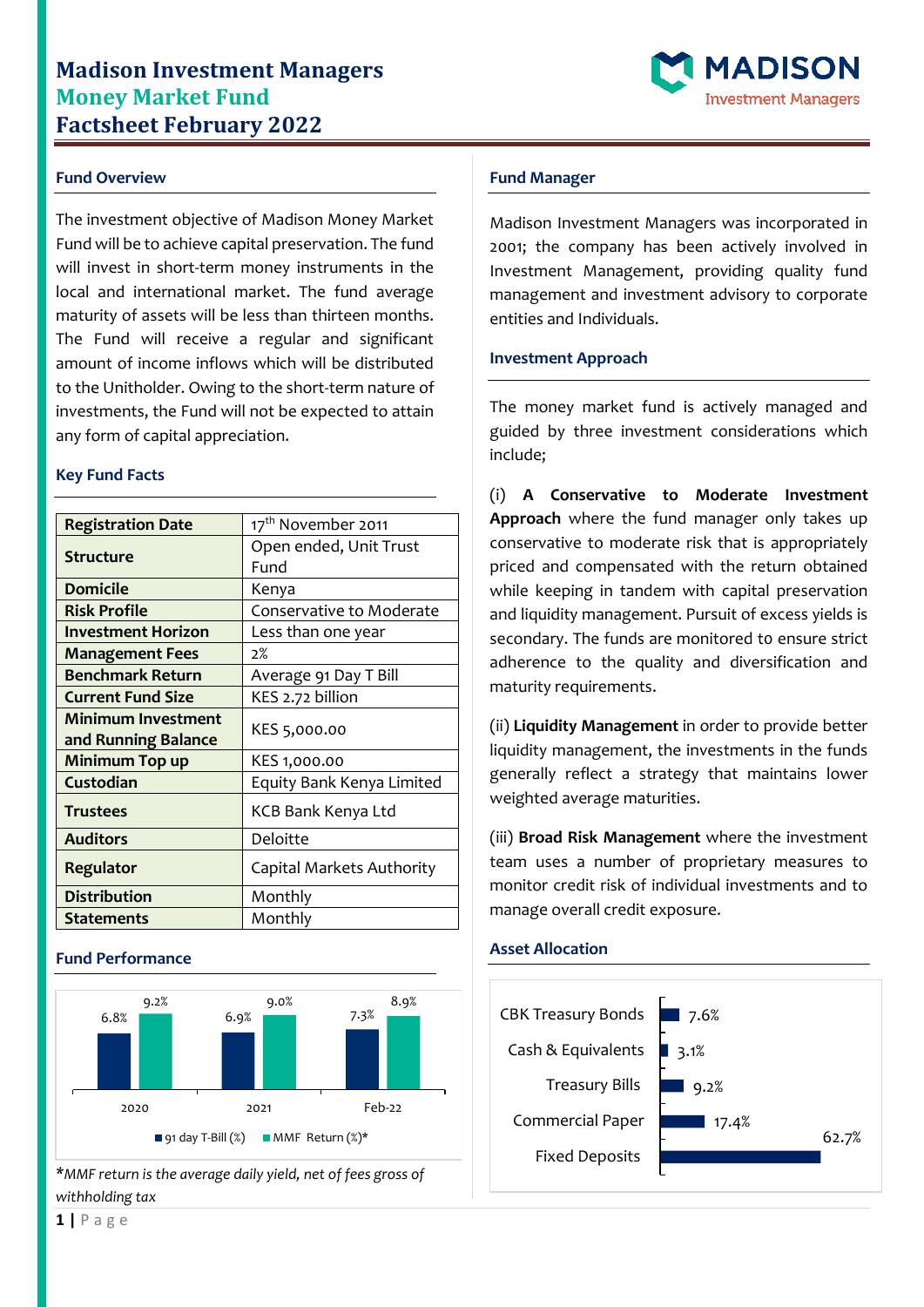# Madison Investment Managers
## Money Market Fund
## Factsheet February 2022

### Fund Overview

The investment objective of Madison Money Market Fund will be to achieve capital preservation. The fund will invest in short-term money instruments in the local and international market. The fund average maturity of assets will be less than thirteen months. The Fund will receive a regular and significant amount of income inflows which will be distributed to the Unitholder. Owing to the short-term nature of investments, the Fund will not be expected to attain any form of capital appreciation.

### Key Fund Facts

| | |
|---|---|
| **Registration Date** | 17th November 2011 |
| **Structure** | Open ended, Unit Trust Fund |
| **Domicile** | Kenya |
| **Risk Profile** | Conservative to Moderate |
| **Investment Horizon** | Less than one year |
| **Management Fees** | 2% |
| **Benchmark Return** | Average 91 Day T Bill |
| **Current Fund Size** | KES 2.72 billion |
| **Minimum Investment and Running Balance** | KES 5,000.00 |
| **Minimum Top up** | KES 1,000.00 |
| **Custodian** | Equity Bank Kenya Limited |
| **Trustees** | KCB Bank Kenya Ltd |
| **Auditors** | Deloitte |
| **Regulator** | Capital Markets Authority |
| **Distribution** | Monthly |
| **Statements** | Monthly |

### Fund Performance

| | 2020 | 2021 | Feb-22 |
|---|---|---|---|
| 91 day T-Bill (%) | 6.8% | 6.9% | 7.3% |
| MMF Return (%)* | 9.2% | 9.0% | 8.9% |

**MMF return is the average daily yield, net of fees gross of withholding tax*

### Fund Manager

Madison Investment Managers was incorporated in 2001; the company has been actively involved in Investment Management, providing quality fund management and investment advisory to corporate entities and Individuals.

### Investment Approach

The money market fund is actively managed and guided by three investment considerations which include;

(i) **A Conservative to Moderate Investment Approach** where the fund manager only takes up conservative to moderate risk that is appropriately priced and compensated with the return obtained while keeping in tandem with capital preservation and liquidity management. Pursuit of excess yields is secondary. The funds are monitored to ensure strict adherence to the quality and diversification and maturity requirements.

(ii) **Liquidity Management** in order to provide better liquidity management, the investments in the funds generally reflect a strategy that maintains lower weighted average maturities.

(iii) **Broad Risk Management** where the investment team uses a number of proprietary measures to monitor credit risk of individual investments and to manage overall credit exposure.

### Asset Allocation

| Asset | Allocation |
|---|---|
| CBK Treasury Bonds | 7.6% |
| Cash & Equivalents | 3.1% |
| Treasury Bills | 9.2% |
| Commercial Paper | 17.4% |
| Fixed Deposits | 62.7% |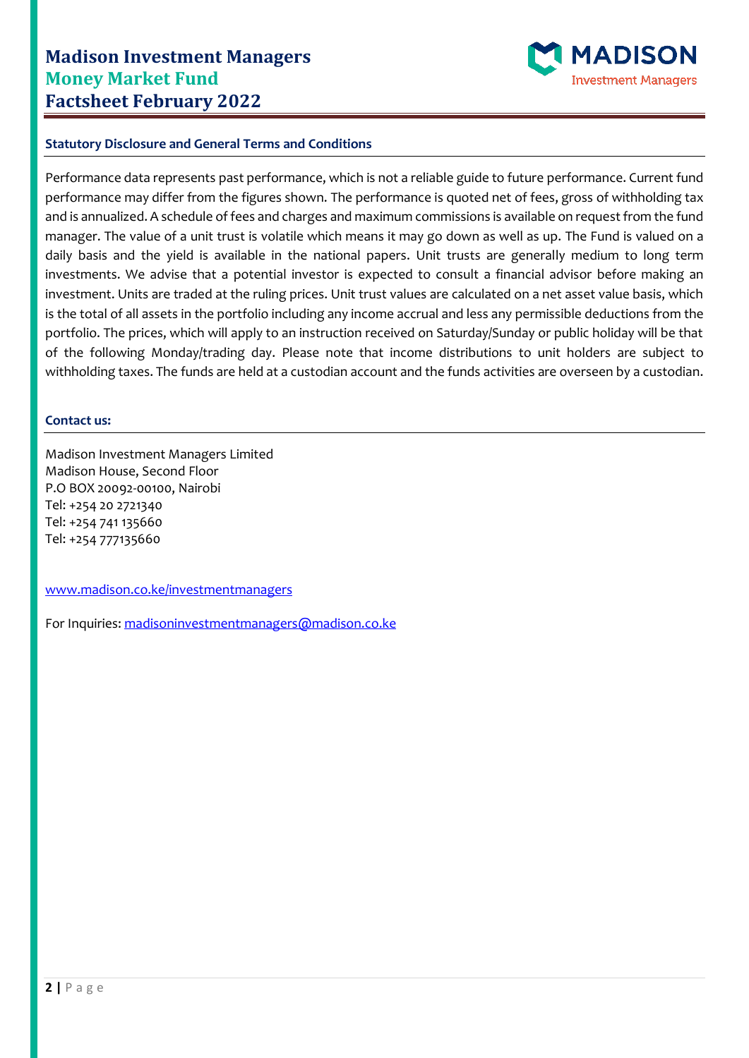# Madison Investment Managers
## Money Market Fund
## Factsheet February 2022

### Statutory Disclosure and General Terms and Conditions

Performance data represents past performance, which is not a reliable guide to future performance. Current fund performance may differ from the figures shown. The performance is quoted net of fees, gross of withholding tax and is annualized. A schedule of fees and charges and maximum commissions is available on request from the fund manager. The value of a unit trust is volatile which means it may go down as well as up. The Fund is valued on a daily basis and the yield is available in the national papers. Unit trusts are generally medium to long term investments. We advise that a potential investor is expected to consult a financial advisor before making an investment. Units are traded at the ruling prices. Unit trust values are calculated on a net asset value basis, which is the total of all assets in the portfolio including any income accrual and less any permissible deductions from the portfolio. The prices, which will apply to an instruction received on Saturday/Sunday or public holiday will be that of the following Monday/trading day. Please note that income distributions to unit holders are subject to withholding taxes. The funds are held at a custodian account and the funds activities are overseen by a custodian.

### Contact us:

Madison Investment Managers Limited
Madison House, Second Floor
P.O BOX 20092-00100, Nairobi
Tel: +254 20 2721340
Tel: +254 741 135660
Tel: +254 777135660

www.madison.co.ke/investmentmanagers

For Inquiries: madisoninvestmentmanagers@madison.co.ke